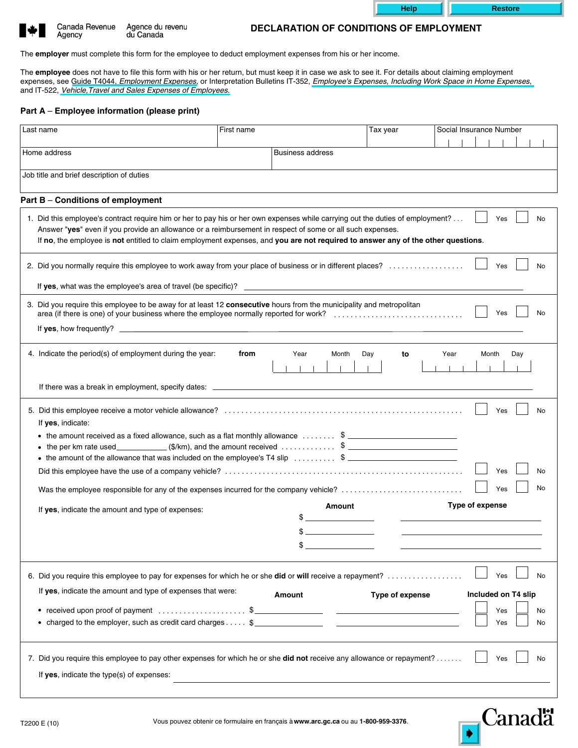Canada Revenue Agency / Agence du revenu du Canada

# DECLARATION OF CONDITIONS OF EMPLOYMENT

The **employer** must complete this form for the employee to deduct employment expenses from his or her income.

The **employee** does not have to file this form with his or her return, but must keep it in case we ask to see it. For details about claiming employment expenses, see Guide T4044, *Employment Expenses*, or Interpretation Bulletins IT-352, *Employee's Expenses, Including Work Space in Home Expenses*, and IT-522, *Vehicle, Travel and Sales Expenses of Employees.*

## Part A – Employee information (please print)

| Last name | First name | Tax year | Social Insurance Number |
|---|---|---|---|
| Home address | | Business address | |
| Job title and brief description of duties | | | |

## Part B – Conditions of employment

1. Did this employee's contract require him or her to pay his or her own expenses while carrying out the duties of employment? . . . ☐ Yes ☐ No
   Answer "**yes**" even if you provide an allowance or a reimbursement in respect of some or all such expenses.
   If **no**, the employee is **not** entitled to claim employment expenses, and **you are not required to answer any of the other questions**.

2. Did you normally require this employee to work away from your place of business or in different places? . . . . . . . . . . . . . . . . . . ☐ Yes ☐ No
   If **yes**, what was the employee's area of travel (be specific)? ____________________

3. Did you require this employee to be away for at least 12 **consecutive** hours from the municipality and metropolitan area (if there is one) of your business where the employee normally reported for work? . . . . . . . . . . . . . . . . . . . . . . . . . . . . . . . ☐ Yes ☐ No
   If **yes**, how frequently? ____________________

4. Indicate the period(s) of employment during the year: **from** Year Month Day **to** Year Month Day
   If there was a break in employment, specify dates: ____________________

5. Did this employee receive a motor vehicle allowance? . . . . . . . . . . . . . . . . . . . . . . . . . . . . . . . . . . . . . . . . . . . . . . . . . . . . . . ☐ Yes ☐ No
   If **yes**, indicate:
   - the amount received as a fixed allowance, such as a flat monthly allowance . . . . . . . . $ ____________
   - the per km rate used ____________ ($/km), and the amount received . . . . . . . . . . . . $ ____________
   - the amount of the allowance that was included on the employee's T4 slip . . . . . . . . . . $ ____________

   Did this employee have the use of a company vehicle? . . . . . . . . . . . . . . . . . . . . . . . . . . . . . . . . . . . . . . . . . . . . . . . . . . . . . . ☐ Yes ☐ No

   Was the employee responsible for any of the expenses incurred for the company vehicle? . . . . . . . . . . . . . . . . . . . . . . . . . . . . ☐ Yes ☐ No

   If **yes**, indicate the amount and type of expenses:

   | Amount | Type of expense |
   |---|---|
   | $ | |
   | $ | |
   | $ | |

6. Did you require this employee to pay for expenses for which he or she **did** or **will** receive a repayment? . . . . . . . . . . . . . . . . . . ☐ Yes ☐ No
   If **yes**, indicate the amount and type of expenses that were:

   | | Amount | Type of expense | Included on T4 slip |
   |---|---|---|---|
   | • received upon proof of payment . . . . . . . . . . . . . . . . . . . . . | $ | | ☐ Yes ☐ No |
   | • charged to the employer, such as credit card charges . . . . . | $ | | ☐ Yes ☐ No |

7. Did you require this employee to pay other expenses for which he or she **did not** receive any allowance or repayment? . . . . . . . ☐ Yes ☐ No
   If **yes**, indicate the type(s) of expenses: ____________________

T2200 E (10)

Vous pouvez obtenir ce formulaire en français à **www.arc.gc.ca** ou au **1-800-959-3376**.

Canada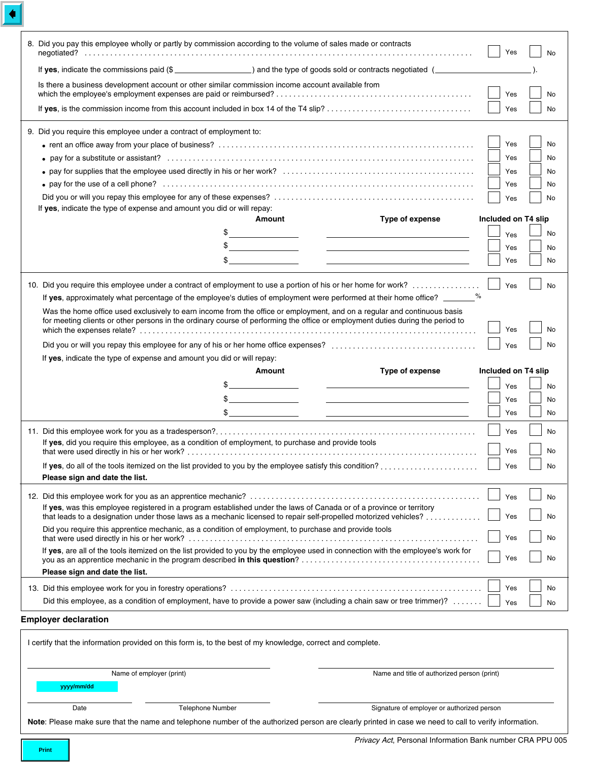8. Did you pay this employee wholly or partly by commission according to the volume of sales made or contracts negotiated? ☐ Yes ☐ No

If **yes**, indicate the commissions paid ($ ________________) and the type of goods sold or contracts negotiated (________________________).

Is there a business development account or other similar commission income account available from which the employee's employment expenses are paid or reimbursed? ☐ Yes ☐ No

If **yes**, is the commission income from this account included in box 14 of the T4 slip? ☐ Yes ☐ No

9. Did you require this employee under a contract of employment to:

- rent an office away from your place of business? ☐ Yes ☐ No
- pay for a substitute or assistant? ☐ Yes ☐ No
- pay for supplies that the employee used directly in his or her work? ☐ Yes ☐ No
- pay for the use of a cell phone? ☐ Yes ☐ No

Did you or will you repay this employee for any of these expenses? ☐ Yes ☐ No

If **yes**, indicate the type of expense and amount you did or will repay:

| Amount | Type of expense | Included on T4 slip |
|---|---|---|
| $ | | ☐ Yes ☐ No |
| $ | | ☐ Yes ☐ No |
| $ | | ☐ Yes ☐ No |

10. Did you require this employee under a contract of employment to use a portion of his or her home for work? ☐ Yes ☐ No

If **yes**, approximately what percentage of the employee's duties of employment were performed at their home office? ______%

Was the home office used exclusively to earn income from the office or employment, and on a regular and continuous basis for meeting clients or other persons in the ordinary course of performing the office or employment duties during the period to which the expenses relate? ☐ Yes ☐ No

Did you or will you repay this employee for any of his or her home office expenses? ☐ Yes ☐ No

If **yes**, indicate the type of expense and amount you did or will repay:

| Amount | Type of expense | Included on T4 slip |
|---|---|---|
| $ | | ☐ Yes ☐ No |
| $ | | ☐ Yes ☐ No |
| $ | | ☐ Yes ☐ No |

11. Did this employee work for you as a tradesperson? ☐ Yes ☐ No

If **yes**, did you require this employee, as a condition of employment, to purchase and provide tools that were used directly in his or her work? ☐ Yes ☐ No

If **yes**, do all of the tools itemized on the list provided to you by the employee satisfy this condition? ☐ Yes ☐ No

**Please sign and date the list.**

12. Did this employee work for you as an apprentice mechanic? ☐ Yes ☐ No

If **yes**, was this employee registered in a program established under the laws of Canada or of a province or territory that leads to a designation under those laws as a mechanic licensed to repair self-propelled motorized vehicles? ☐ Yes ☐ No

Did you require this apprentice mechanic, as a condition of employment, to purchase and provide tools that were used directly in his or her work? ☐ Yes ☐ No

If **yes**, are all of the tools itemized on the list provided to you by the employee used in connection with the employee's work for you as an apprentice mechanic in the program described **in this question**? ☐ Yes ☐ No

**Please sign and date the list.**

13. Did this employee work for you in forestry operations? ☐ Yes ☐ No

Did this employee, as a condition of employment, have to provide a power saw (including a chain saw or tree trimmer)? ☐ Yes ☐ No

## Employer declaration

I certify that the information provided on this form is, to the best of my knowledge, correct and complete.

________________________ Name of employer (print)

________________________ Name and title of authorized person (print)

yyyy/mm/dd

________________________ Date

________________________ Telephone Number

________________________ Signature of employer or authorized person

**Note**: Please make sure that the name and telephone number of the authorized person are clearly printed in case we need to call to verify information.

*Privacy Act*, Personal Information Bank number CRA PPU 005

Print